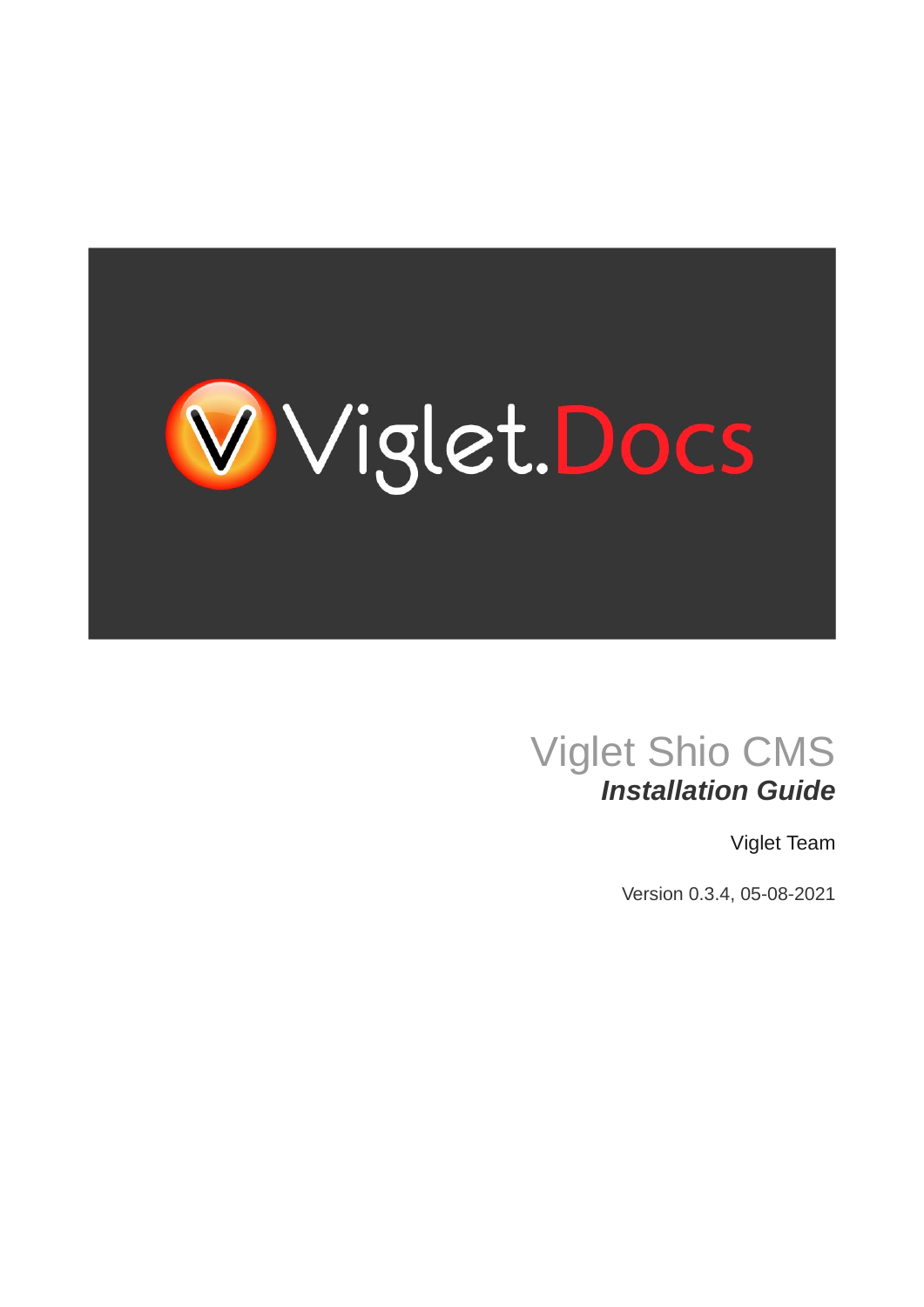Viglet.Docs

# Viglet Shio CMS

***Installation Guide***

Viglet Team

Version 0.3.4, 05-08-2021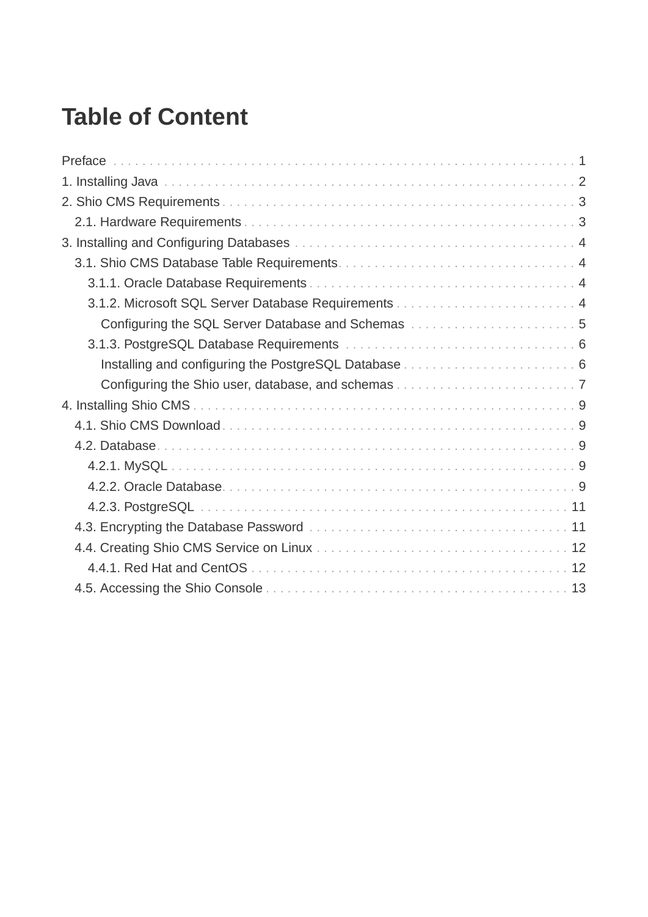# Table of Content

- Preface . . . . . 1
- 1. Installing Java . . . . . 2
- 2. Shio CMS Requirements . . . . . 3
  - 2.1. Hardware Requirements . . . . . 3
- 3. Installing and Configuring Databases . . . . . 4
  - 3.1. Shio CMS Database Table Requirements . . . . . 4
    - 3.1.1. Oracle Database Requirements . . . . . 4
    - 3.1.2. Microsoft SQL Server Database Requirements . . . . . 4
      - Configuring the SQL Server Database and Schemas . . . . . 5
    - 3.1.3. PostgreSQL Database Requirements . . . . . 6
      - Installing and configuring the PostgreSQL Database . . . . . 6
      - Configuring the Shio user, database, and schemas . . . . . 7
- 4. Installing Shio CMS . . . . . 9
  - 4.1. Shio CMS Download . . . . . 9
  - 4.2. Database . . . . . 9
    - 4.2.1. MySQL . . . . . 9
    - 4.2.2. Oracle Database . . . . . 9
    - 4.2.3. PostgreSQL . . . . . 11
  - 4.3. Encrypting the Database Password . . . . . 11
  - 4.4. Creating Shio CMS Service on Linux . . . . . 12
    - 4.4.1. Red Hat and CentOS . . . . . 12
  - 4.5. Accessing the Shio Console . . . . . 13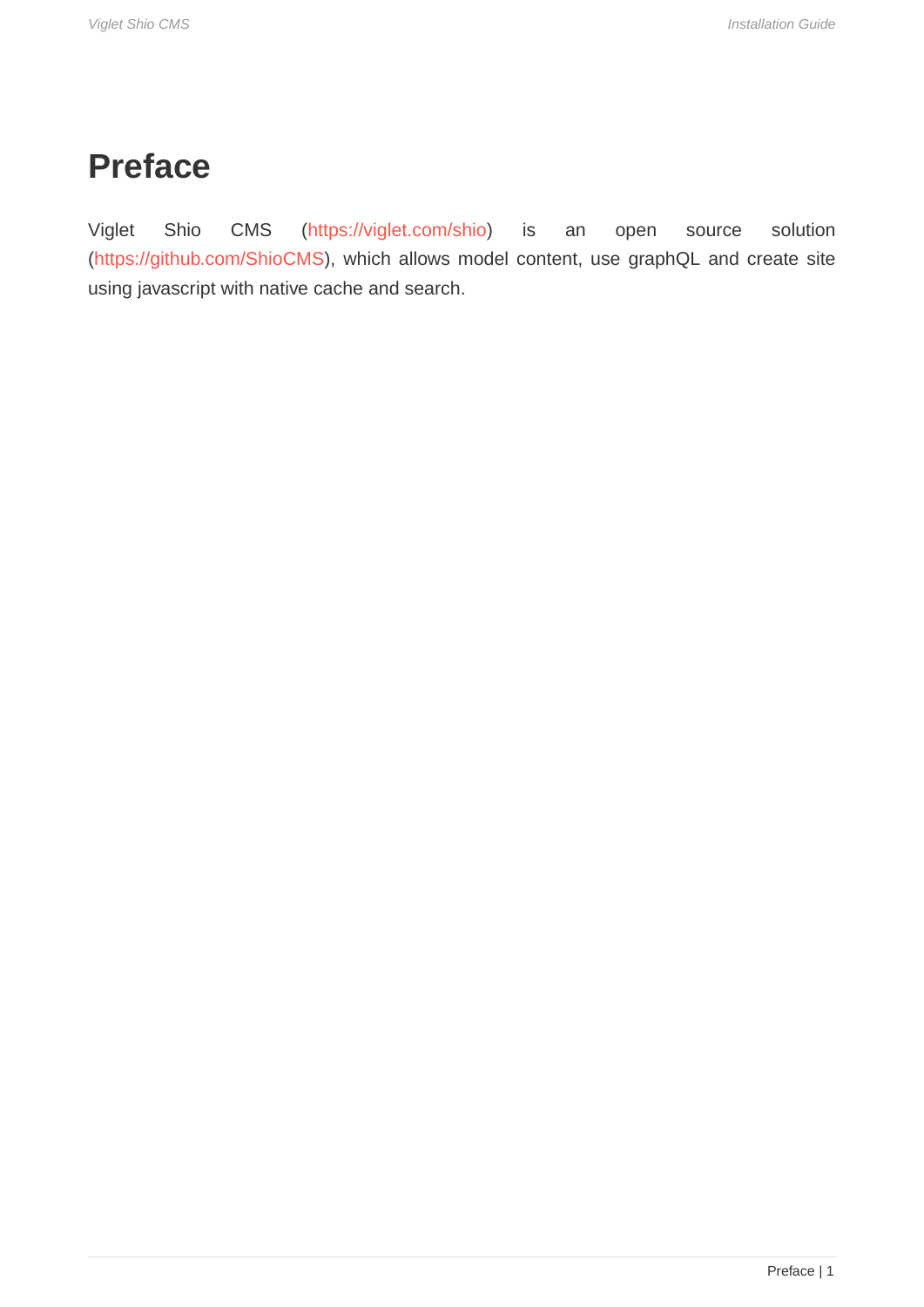# Preface

Viglet Shio CMS (https://viglet.com/shio) is an open source solution (https://github.com/ShioCMS), which allows model content, use graphQL and create site using javascript with native cache and search.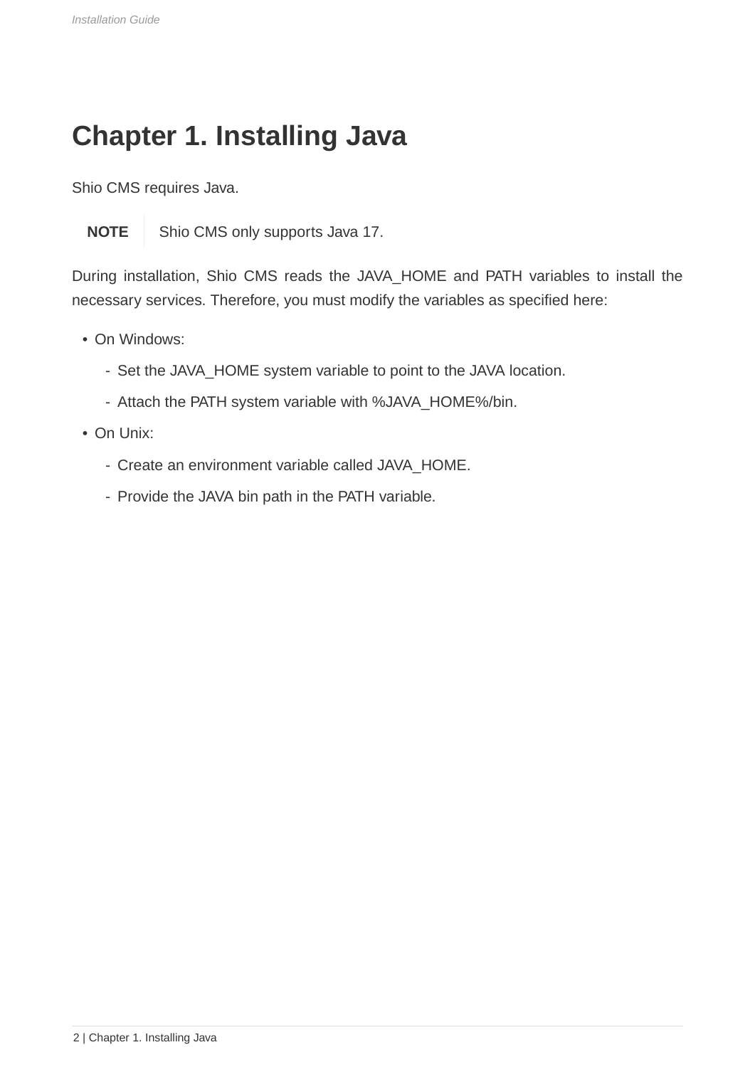# Chapter 1. Installing Java

Shio CMS requires Java.

> **NOTE** Shio CMS only supports Java 17.

During installation, Shio CMS reads the JAVA_HOME and PATH variables to install the necessary services. Therefore, you must modify the variables as specified here:

- On Windows:
  - Set the JAVA_HOME system variable to point to the JAVA location.
  - Attach the PATH system variable with %JAVA_HOME%/bin.
- On Unix:
  - Create an environment variable called JAVA_HOME.
  - Provide the JAVA bin path in the PATH variable.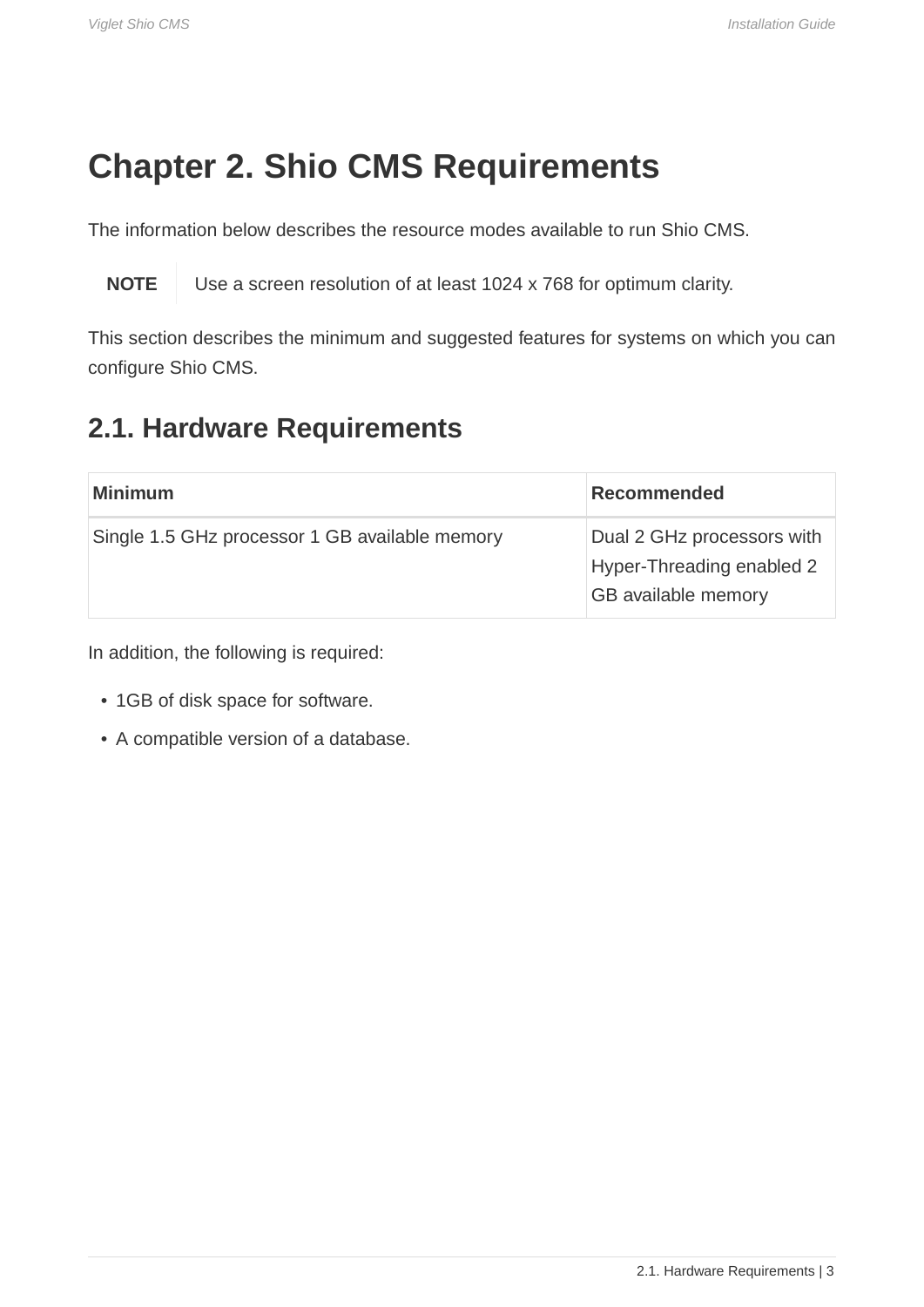# Chapter 2. Shio CMS Requirements

The information below describes the resource modes available to run Shio CMS.

**NOTE** Use a screen resolution of at least 1024 x 768 for optimum clarity.

This section describes the minimum and suggested features for systems on which you can configure Shio CMS.

## 2.1. Hardware Requirements

| Minimum | Recommended |
| --- | --- |
| Single 1.5 GHz processor 1 GB available memory | Dual 2 GHz processors with Hyper-Threading enabled 2 GB available memory |

In addition, the following is required:

- 1GB of disk space for software.
- A compatible version of a database.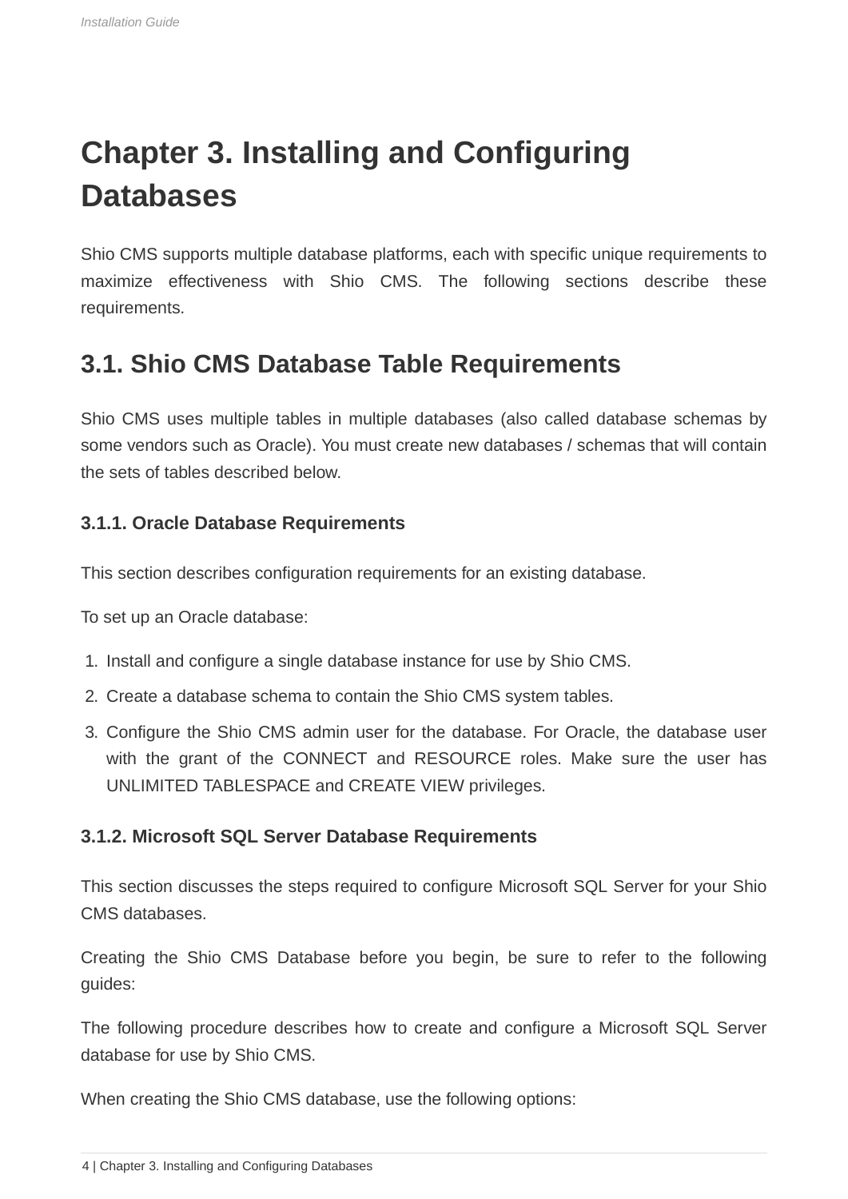# Chapter 3. Installing and Configuring Databases

Shio CMS supports multiple database platforms, each with specific unique requirements to maximize effectiveness with Shio CMS. The following sections describe these requirements.

## 3.1. Shio CMS Database Table Requirements

Shio CMS uses multiple tables in multiple databases (also called database schemas by some vendors such as Oracle). You must create new databases / schemas that will contain the sets of tables described below.

### 3.1.1. Oracle Database Requirements

This section describes configuration requirements for an existing database.

To set up an Oracle database:

1. Install and configure a single database instance for use by Shio CMS.
2. Create a database schema to contain the Shio CMS system tables.
3. Configure the Shio CMS admin user for the database. For Oracle, the database user with the grant of the CONNECT and RESOURCE roles. Make sure the user has UNLIMITED TABLESPACE and CREATE VIEW privileges.

### 3.1.2. Microsoft SQL Server Database Requirements

This section discusses the steps required to configure Microsoft SQL Server for your Shio CMS databases.

Creating the Shio CMS Database before you begin, be sure to refer to the following guides:

The following procedure describes how to create and configure a Microsoft SQL Server database for use by Shio CMS.

When creating the Shio CMS database, use the following options: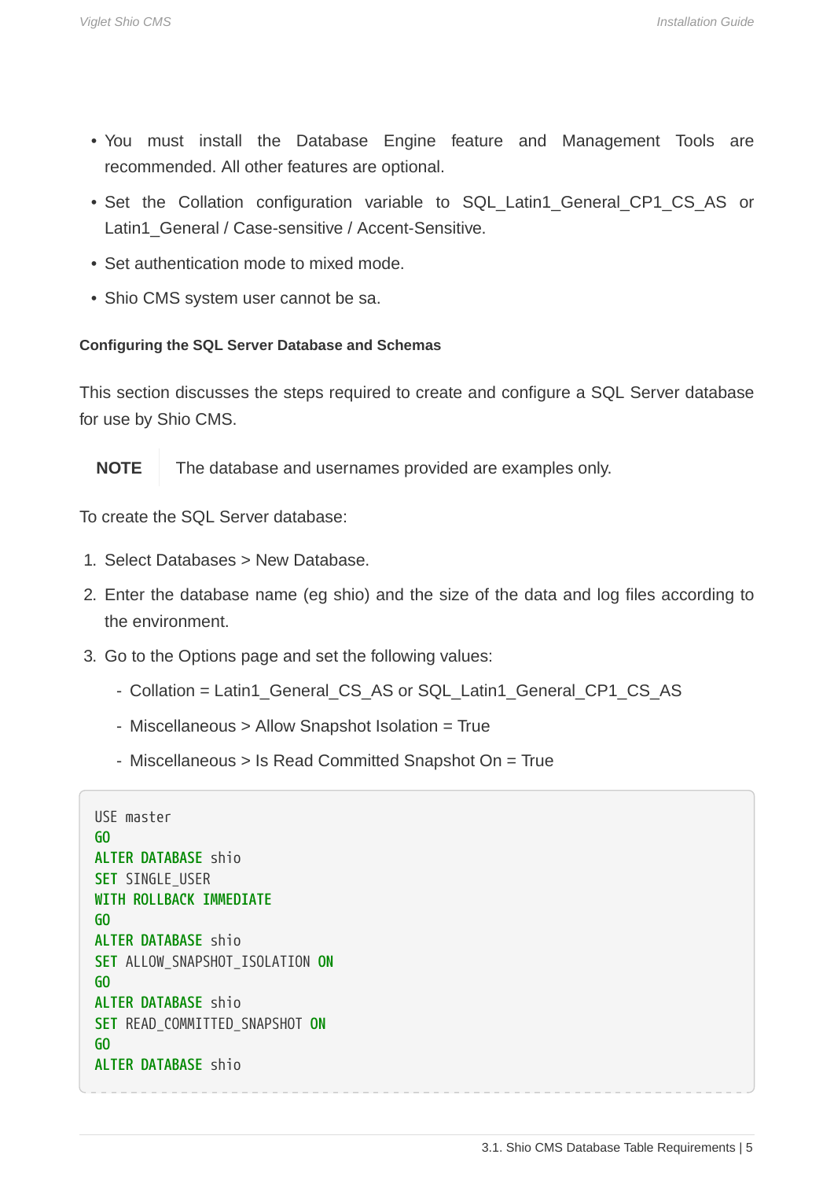- You must install the Database Engine feature and Management Tools are recommended. All other features are optional.
- Set the Collation configuration variable to SQL_Latin1_General_CP1_CS_AS or Latin1_General / Case-sensitive / Accent-Sensitive.
- Set authentication mode to mixed mode.
- Shio CMS system user cannot be sa.

#### Configuring the SQL Server Database and Schemas

This section discusses the steps required to create and configure a SQL Server database for use by Shio CMS.

> **NOTE** The database and usernames provided are examples only.

To create the SQL Server database:

1. Select Databases > New Database.
2. Enter the database name (eg shio) and the size of the data and log files according to the environment.
3. Go to the Options page and set the following values:
   - Collation = Latin1_General_CS_AS or SQL_Latin1_General_CP1_CS_AS
   - Miscellaneous > Allow Snapshot Isolation = True
   - Miscellaneous > Is Read Committed Snapshot On = True

```
USE master
GO
ALTER DATABASE shio
SET SINGLE_USER
WITH ROLLBACK IMMEDIATE
GO
ALTER DATABASE shio
SET ALLOW_SNAPSHOT_ISOLATION ON
GO
ALTER DATABASE shio
SET READ_COMMITTED_SNAPSHOT ON
GO
ALTER DATABASE shio
```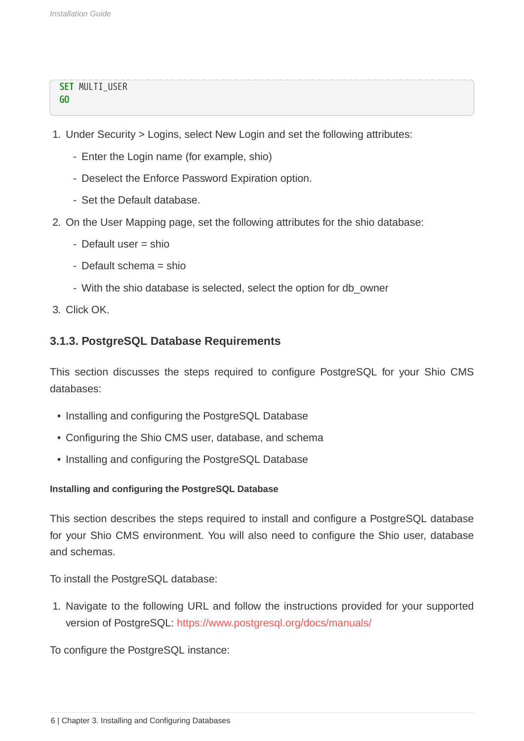```
SET MULTI_USER
GO
```

1. Under Security > Logins, select New Login and set the following attributes:
   - Enter the Login name (for example, shio)
   - Deselect the Enforce Password Expiration option.
   - Set the Default database.
2. On the User Mapping page, set the following attributes for the shio database:
   - Default user = shio
   - Default schema = shio
   - With the shio database is selected, select the option for db_owner
3. Click OK.

### 3.1.3. PostgreSQL Database Requirements

This section discusses the steps required to configure PostgreSQL for your Shio CMS databases:

- Installing and configuring the PostgreSQL Database
- Configuring the Shio CMS user, database, and schema
- Installing and configuring the PostgreSQL Database

#### Installing and configuring the PostgreSQL Database

This section describes the steps required to install and configure a PostgreSQL database for your Shio CMS environment. You will also need to configure the Shio user, database and schemas.

To install the PostgreSQL database:

1. Navigate to the following URL and follow the instructions provided for your supported version of PostgreSQL: https://www.postgresql.org/docs/manuals/

To configure the PostgreSQL instance: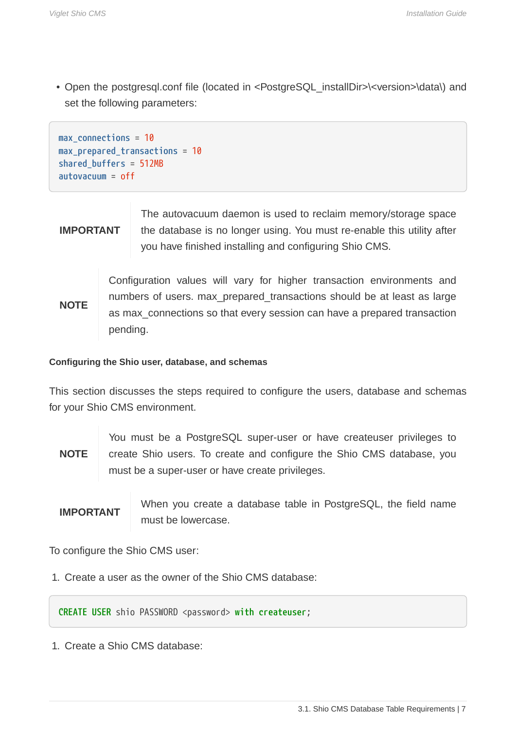- Open the postgresql.conf file (located in <PostgreSQL_installDir>\<version>\data\) and set the following parameters:

```
max_connections = 10
max_prepared_transactions = 10
shared_buffers = 512MB
autovacuum = off
```

| | |
|---|---|
| **IMPORTANT** | The autovacuum daemon is used to reclaim memory/storage space the database is no longer using. You must re-enable this utility after you have finished installing and configuring Shio CMS. |

| | |
|---|---|
| **NOTE** | Configuration values will vary for higher transaction environments and numbers of users. max_prepared_transactions should be at least as large as max_connections so that every session can have a prepared transaction pending. |

#### Configuring the Shio user, database, and schemas

This section discusses the steps required to configure the users, database and schemas for your Shio CMS environment.

| | |
|---|---|
| **NOTE** | You must be a PostgreSQL super-user or have createuser privileges to create Shio users. To create and configure the Shio CMS database, you must be a super-user or have create privileges. |

| | |
|---|---|
| **IMPORTANT** | When you create a database table in PostgreSQL, the field name must be lowercase. |

To configure the Shio CMS user:

1. Create a user as the owner of the Shio CMS database:

```
CREATE USER shio PASSWORD <password> with createuser;
```

1. Create a Shio CMS database: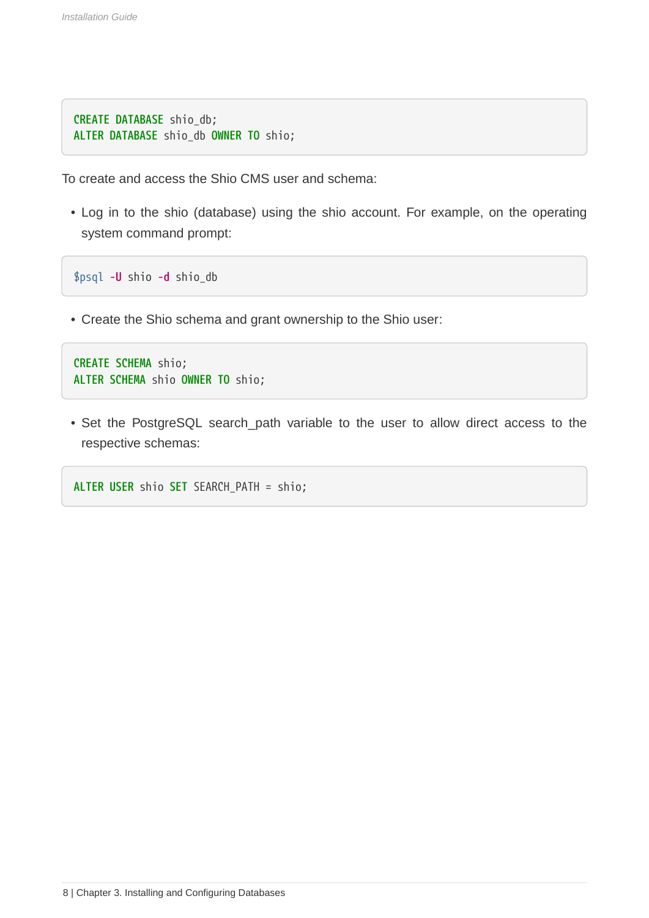```
CREATE DATABASE shio_db;
ALTER DATABASE shio_db OWNER TO shio;
```

To create and access the Shio CMS user and schema:

- Log in to the shio (database) using the shio account. For example, on the operating system command prompt:

```
$psql -U shio -d shio_db
```

- Create the Shio schema and grant ownership to the Shio user:

```
CREATE SCHEMA shio;
ALTER SCHEMA shio OWNER TO shio;
```

- Set the PostgreSQL search_path variable to the user to allow direct access to the respective schemas:

```
ALTER USER shio SET SEARCH_PATH = shio;
```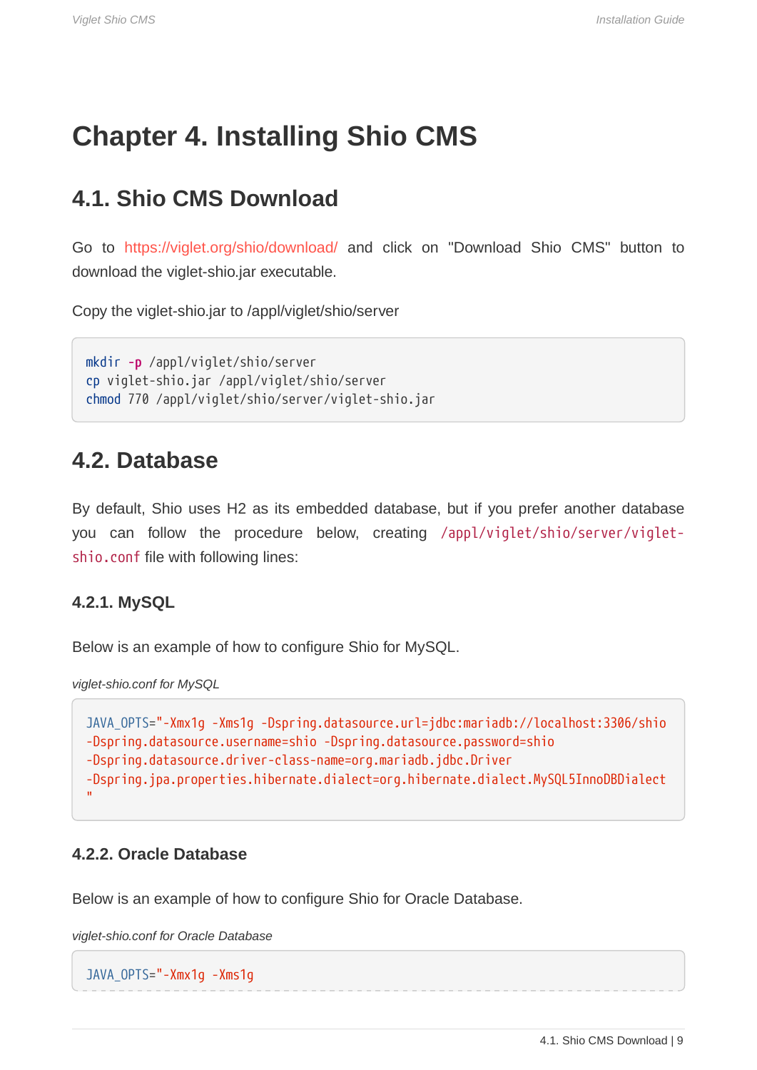# Chapter 4. Installing Shio CMS

## 4.1. Shio CMS Download

Go to https://viglet.org/shio/download/ and click on "Download Shio CMS" button to download the viglet-shio.jar executable.

Copy the viglet-shio.jar to /appl/viglet/shio/server

```
mkdir -p /appl/viglet/shio/server
cp viglet-shio.jar /appl/viglet/shio/server
chmod 770 /appl/viglet/shio/server/viglet-shio.jar
```

## 4.2. Database

By default, Shio uses H2 as its embedded database, but if you prefer another database you can follow the procedure below, creating `/appl/viglet/shio/server/viglet-shio.conf` file with following lines:

### 4.2.1. MySQL

Below is an example of how to configure Shio for MySQL.

*viglet-shio.conf for MySQL*

```
JAVA_OPTS="-Xmx1g -Xms1g -Dspring.datasource.url=jdbc:mariadb://localhost:3306/shio
-Dspring.datasource.username=shio -Dspring.datasource.password=shio
-Dspring.datasource.driver-class-name=org.mariadb.jdbc.Driver
-Dspring.jpa.properties.hibernate.dialect=org.hibernate.dialect.MySQL5InnoDBDialect
"
```

### 4.2.2. Oracle Database

Below is an example of how to configure Shio for Oracle Database.

*viglet-shio.conf for Oracle Database*

```
JAVA_OPTS="-Xmx1g -Xms1g
```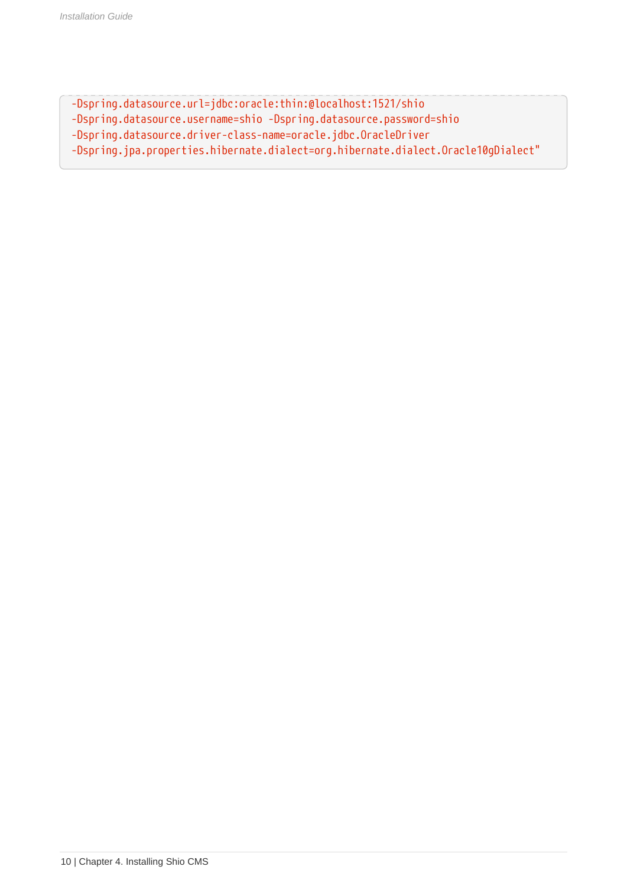```
-Dspring.datasource.url=jdbc:oracle:thin:@localhost:1521/shio
-Dspring.datasource.username=shio -Dspring.datasource.password=shio
-Dspring.datasource.driver-class-name=oracle.jdbc.OracleDriver
-Dspring.jpa.properties.hibernate.dialect=org.hibernate.dialect.Oracle10gDialect"
```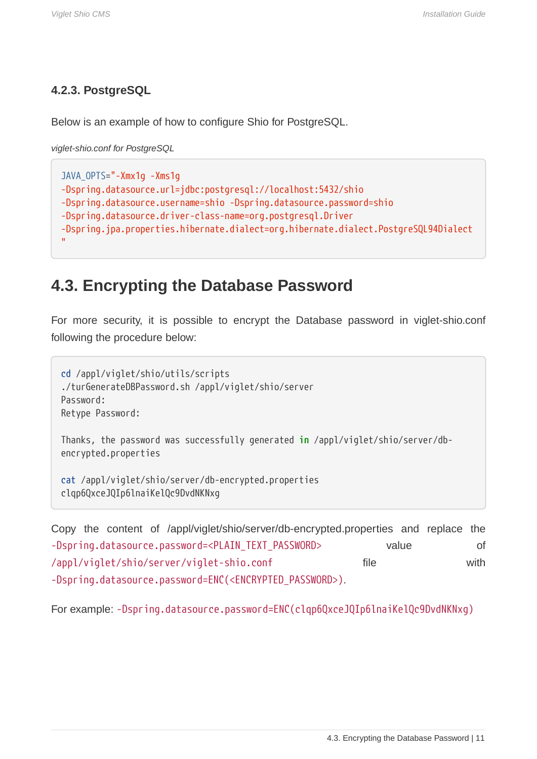### 4.2.3. PostgreSQL

Below is an example of how to configure Shio for PostgreSQL.

*viglet-shio.conf for PostgreSQL*

```
JAVA_OPTS="-Xmx1g -Xms1g
-Dspring.datasource.url=jdbc:postgresql://localhost:5432/shio
-Dspring.datasource.username=shio -Dspring.datasource.password=shio
-Dspring.datasource.driver-class-name=org.postgresql.Driver
-Dspring.jpa.properties.hibernate.dialect=org.hibernate.dialect.PostgreSQL94Dialect
"
```

## 4.3. Encrypting the Database Password

For more security, it is possible to encrypt the Database password in viglet-shio.conf following the procedure below:

```
cd /appl/viglet/shio/utils/scripts
./turGenerateDBPassword.sh /appl/viglet/shio/server
Password:
Retype Password:

Thanks, the password was successfully generated in /appl/viglet/shio/server/db-encrypted.properties

cat /appl/viglet/shio/server/db-encrypted.properties
clqp6QxceJQIp6lnaiKelQc9DvdNKNxg
```

Copy the content of /appl/viglet/shio/server/db-encrypted.properties and replace the `-Dspring.datasource.password=<PLAIN_TEXT_PASSWORD>` value of `/appl/viglet/shio/server/viglet-shio.conf` file with `-Dspring.datasource.password=ENC(<ENCRYPTED_PASSWORD>)`.

For example: `-Dspring.datasource.password=ENC(clqp6QxceJQIp6lnaiKelQc9DvdNKNxg)`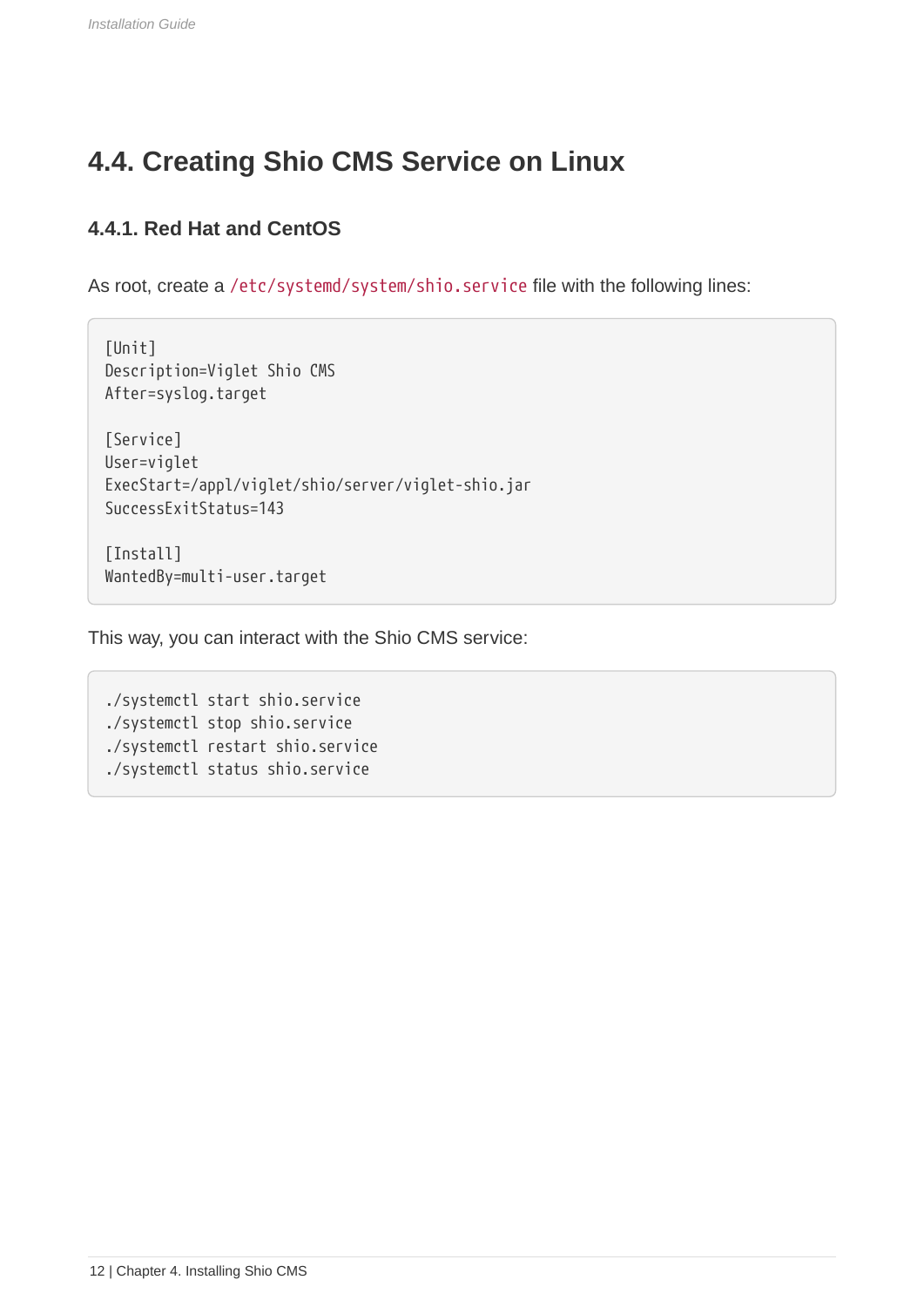## 4.4. Creating Shio CMS Service on Linux

### 4.4.1. Red Hat and CentOS

As root, create a `/etc/systemd/system/shio.service` file with the following lines:

```
[Unit]
Description=Viglet Shio CMS
After=syslog.target

[Service]
User=viglet
ExecStart=/appl/viglet/shio/server/viglet-shio.jar
SuccessExitStatus=143

[Install]
WantedBy=multi-user.target
```

This way, you can interact with the Shio CMS service:

```
./systemctl start shio.service
./systemctl stop shio.service
./systemctl restart shio.service
./systemctl status shio.service
```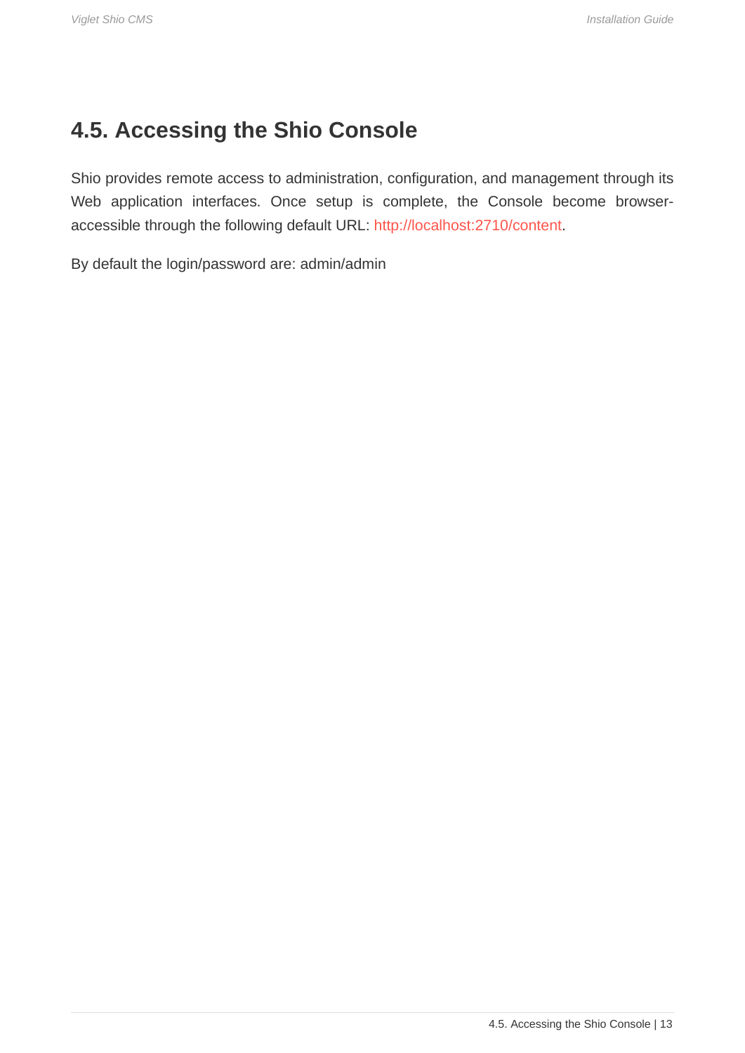## 4.5. Accessing the Shio Console

Shio provides remote access to administration, configuration, and management through its Web application interfaces. Once setup is complete, the Console become browser-accessible through the following default URL: http://localhost:2710/content.

By default the login/password are: admin/admin